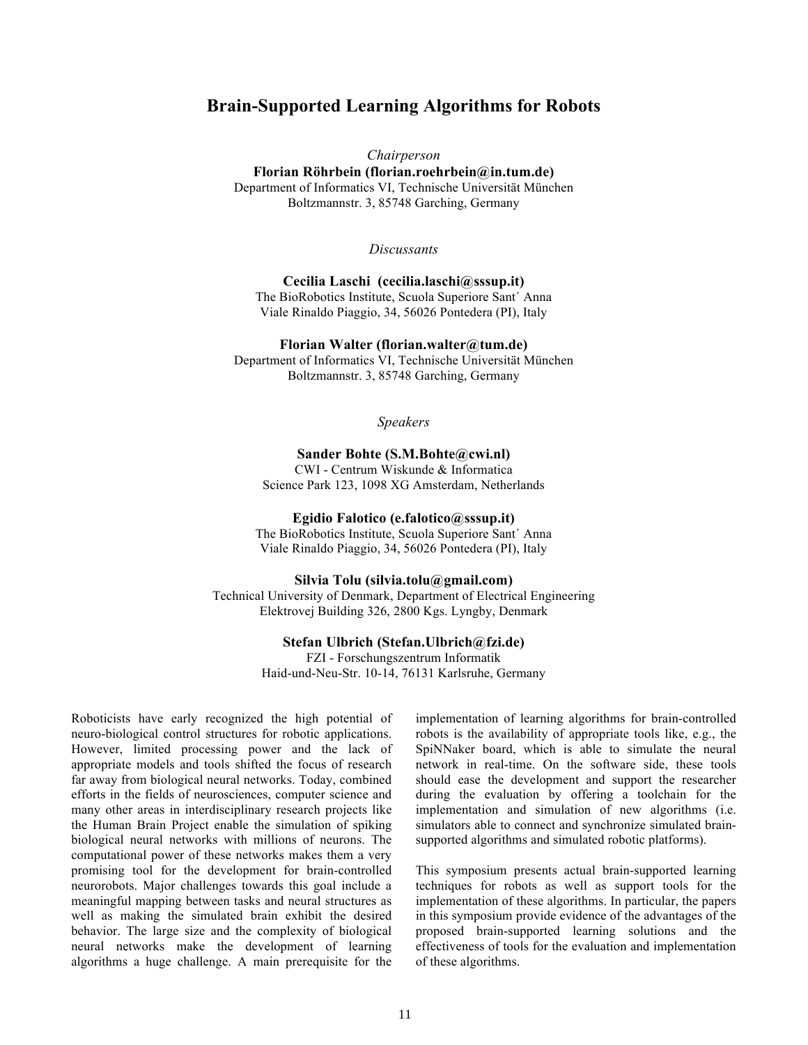# Brain-Supported Learning Algorithms for Robots

*Chairperson*

**Florian Röhrbein (florian.roehrbein@in.tum.de)**
Department of Informatics VI, Technische Universität München
Boltzmannstr. 3, 85748 Garching, Germany

*Discussants*

**Cecilia Laschi (cecilia.laschi@sssup.it)**
The BioRobotics Institute, Scuola Superiore Sant´ Anna
Viale Rinaldo Piaggio, 34, 56026 Pontedera (PI), Italy

**Florian Walter (florian.walter@tum.de)**
Department of Informatics VI, Technische Universität München
Boltzmannstr. 3, 85748 Garching, Germany

*Speakers*

**Sander Bohte (S.M.Bohte@cwi.nl)**
CWI - Centrum Wiskunde & Informatica
Science Park 123, 1098 XG Amsterdam, Netherlands

**Egidio Falotico (e.falotico@sssup.it)**
The BioRobotics Institute, Scuola Superiore Sant´ Anna
Viale Rinaldo Piaggio, 34, 56026 Pontedera (PI), Italy

**Silvia Tolu (silvia.tolu@gmail.com)**
Technical University of Denmark, Department of Electrical Engineering
Elektrovej Building 326, 2800 Kgs. Lyngby, Denmark

**Stefan Ulbrich (Stefan.Ulbrich@fzi.de)**
FZI - Forschungszentrum Informatik
Haid-und-Neu-Str. 10-14, 76131 Karlsruhe, Germany

Roboticists have early recognized the high potential of neuro-biological control structures for robotic applications. However, limited processing power and the lack of appropriate models and tools shifted the focus of research far away from biological neural networks. Today, combined efforts in the fields of neurosciences, computer science and many other areas in interdisciplinary research projects like the Human Brain Project enable the simulation of spiking biological neural networks with millions of neurons. The computational power of these networks makes them a very promising tool for the development for brain-controlled neurorobots. Major challenges towards this goal include a meaningful mapping between tasks and neural structures as well as making the simulated brain exhibit the desired behavior. The large size and the complexity of biological neural networks make the development of learning algorithms a huge challenge. A main prerequisite for the implementation of learning algorithms for brain-controlled robots is the availability of appropriate tools like, e.g., the SpiNNaker board, which is able to simulate the neural network in real-time. On the software side, these tools should ease the development and support the researcher during the evaluation by offering a toolchain for the implementation and simulation of new algorithms (i.e. simulators able to connect and synchronize simulated brain-supported algorithms and simulated robotic platforms).

This symposium presents actual brain-supported learning techniques for robots as well as support tools for the implementation of these algorithms. In particular, the papers in this symposium provide evidence of the advantages of the proposed brain-supported learning solutions and the effectiveness of tools for the evaluation and implementation of these algorithms.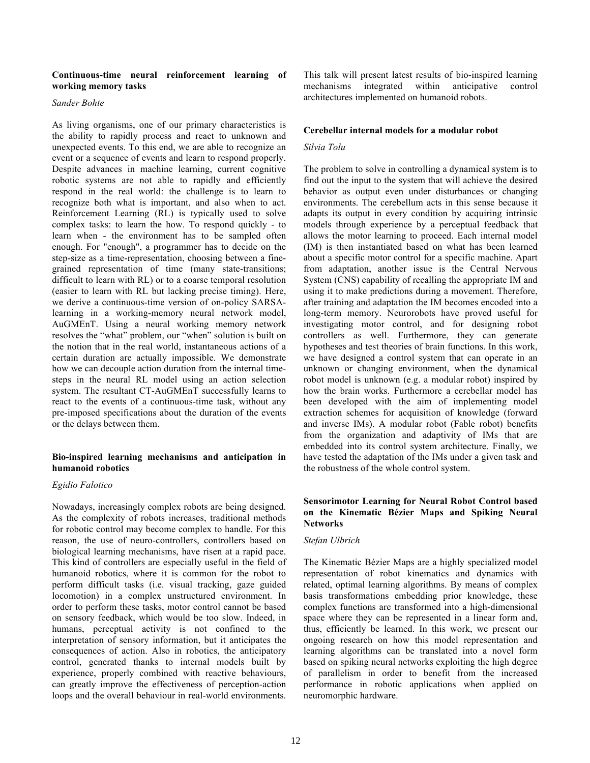### Continuous-time neural reinforcement learning of working memory tasks

*Sander Bohte*

As living organisms, one of our primary characteristics is the ability to rapidly process and react to unknown and unexpected events. To this end, we are able to recognize an event or a sequence of events and learn to respond properly. Despite advances in machine learning, current cognitive robotic systems are not able to rapidly and efficiently respond in the real world: the challenge is to learn to recognize both what is important, and also when to act. Reinforcement Learning (RL) is typically used to solve complex tasks: to learn the how. To respond quickly - to learn when - the environment has to be sampled often enough. For "enough", a programmer has to decide on the step-size as a time-representation, choosing between a fine-grained representation of time (many state-transitions; difficult to learn with RL) or to a coarse temporal resolution (easier to learn with RL but lacking precise timing). Here, we derive a continuous-time version of on-policy SARSA-learning in a working-memory neural network model, AuGMEnT. Using a neural working memory network resolves the "what" problem, our "when" solution is built on the notion that in the real world, instantaneous actions of a certain duration are actually impossible. We demonstrate how we can decouple action duration from the internal time-steps in the neural RL model using an action selection system. The resultant CT-AuGMEnT successfully learns to react to the events of a continuous-time task, without any pre-imposed specifications about the duration of the events or the delays between them.

### Bio-inspired learning mechanisms and anticipation in humanoid robotics

*Egidio Falotico*

Nowadays, increasingly complex robots are being designed. As the complexity of robots increases, traditional methods for robotic control may become complex to handle. For this reason, the use of neuro-controllers, controllers based on biological learning mechanisms, have risen at a rapid pace. This kind of controllers are especially useful in the field of humanoid robotics, where it is common for the robot to perform difficult tasks (i.e. visual tracking, gaze guided locomotion) in a complex unstructured environment. In order to perform these tasks, motor control cannot be based on sensory feedback, which would be too slow. Indeed, in humans, perceptual activity is not confined to the interpretation of sensory information, but it anticipates the consequences of action. Also in robotics, the anticipatory control, generated thanks to internal models built by experience, properly combined with reactive behaviours, can greatly improve the effectiveness of perception-action loops and the overall behaviour in real-world environments. This talk will present latest results of bio-inspired learning mechanisms integrated within anticipative control architectures implemented on humanoid robots.

### Cerebellar internal models for a modular robot

*Silvia Tolu*

The problem to solve in controlling a dynamical system is to find out the input to the system that will achieve the desired behavior as output even under disturbances or changing environments. The cerebellum acts in this sense because it adapts its output in every condition by acquiring intrinsic models through experience by a perceptual feedback that allows the motor learning to proceed. Each internal model (IM) is then instantiated based on what has been learned about a specific motor control for a specific machine. Apart from adaptation, another issue is the Central Nervous System (CNS) capability of recalling the appropriate IM and using it to make predictions during a movement. Therefore, after training and adaptation the IM becomes encoded into a long-term memory. Neurorobots have proved useful for investigating motor control, and for designing robot controllers as well. Furthermore, they can generate hypotheses and test theories of brain functions. In this work, we have designed a control system that can operate in an unknown or changing environment, when the dynamical robot model is unknown (e.g. a modular robot) inspired by how the brain works. Furthermore a cerebellar model has been developed with the aim of implementing model extraction schemes for acquisition of knowledge (forward and inverse IMs). A modular robot (Fable robot) benefits from the organization and adaptivity of IMs that are embedded into its control system architecture. Finally, we have tested the adaptation of the IMs under a given task and the robustness of the whole control system.

### Sensorimotor Learning for Neural Robot Control based on the Kinematic Bézier Maps and Spiking Neural Networks

*Stefan Ulbrich*

The Kinematic Bézier Maps are a highly specialized model representation of robot kinematics and dynamics with related, optimal learning algorithms. By means of complex basis transformations embedding prior knowledge, these complex functions are transformed into a high-dimensional space where they can be represented in a linear form and, thus, efficiently be learned. In this work, we present our ongoing research on how this model representation and learning algorithms can be translated into a novel form based on spiking neural networks exploiting the high degree of parallelism in order to benefit from the increased performance in robotic applications when applied on neuromorphic hardware.